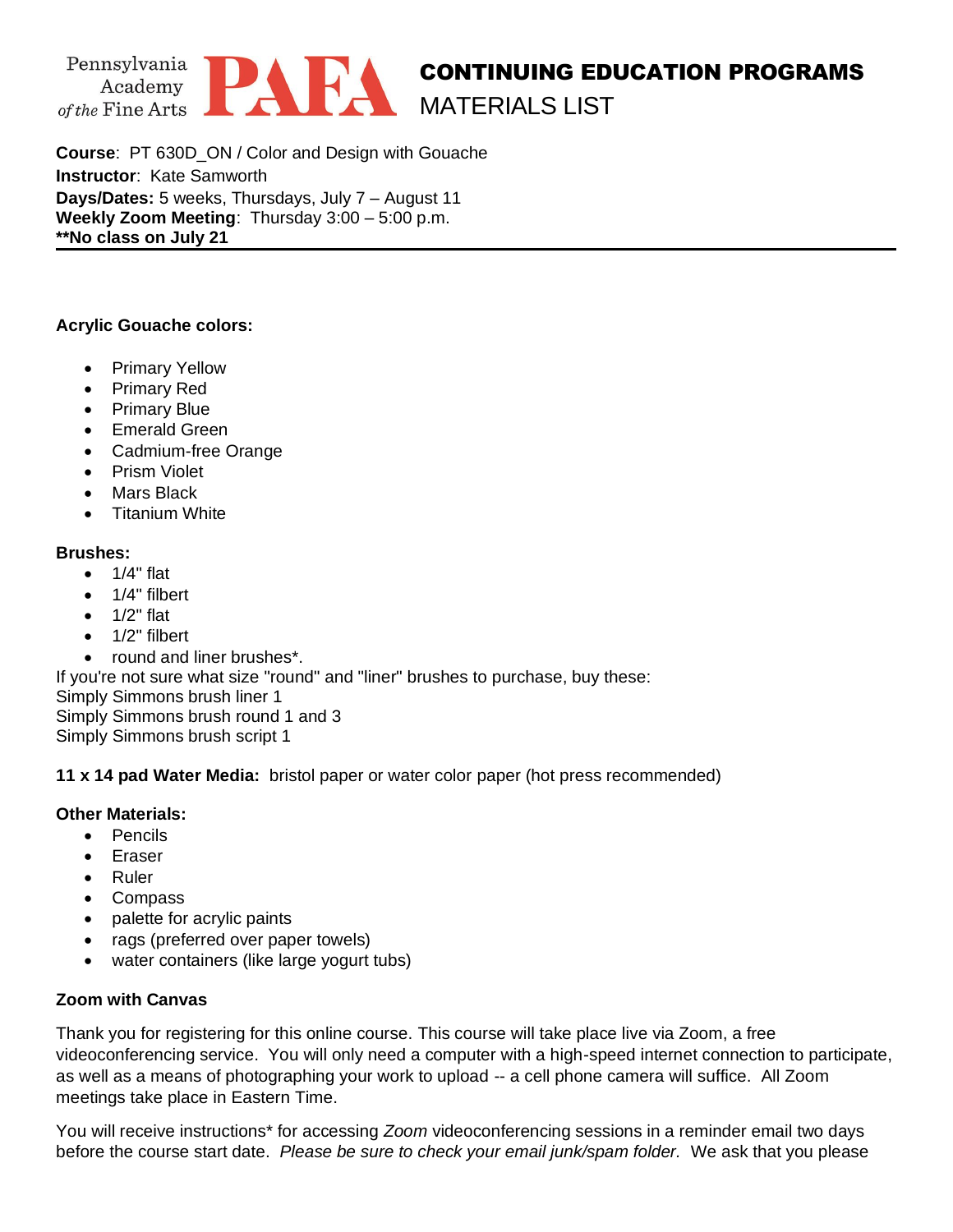Pennsylvania Academy of the Fine Arts PAFA

# CONTINUING EDUCATION PROGRAMS
## MATERIALS LIST

**Course**: PT 630D_ON / Color and Design with Gouache
**Instructor**: Kate Samworth
**Days/Dates:** 5 weeks, Thursdays, July 7 – August 11
**Weekly Zoom Meeting**: Thursday 3:00 – 5:00 p.m.
****No class on July 21**

---

**Acrylic Gouache colors:**

- Primary Yellow
- Primary Red
- Primary Blue
- Emerald Green
- Cadmium-free Orange
- Prism Violet
- Mars Black
- Titanium White

**Brushes:**

- 1/4" flat
- 1/4" filbert
- 1/2" flat
- 1/2" filbert
- round and liner brushes*.

If you're not sure what size "round" and "liner" brushes to purchase, buy these:
Simply Simmons brush liner 1
Simply Simmons brush round 1 and 3
Simply Simmons brush script 1

**11 x 14 pad Water Media:** bristol paper or water color paper (hot press recommended)

**Other Materials:**

- Pencils
- Eraser
- Ruler
- Compass
- palette for acrylic paints
- rags (preferred over paper towels)
- water containers (like large yogurt tubs)

**Zoom with Canvas**

Thank you for registering for this online course. This course will take place live via Zoom, a free videoconferencing service. You will only need a computer with a high-speed internet connection to participate, as well as a means of photographing your work to upload -- a cell phone camera will suffice. All Zoom meetings take place in Eastern Time.

You will receive instructions* for accessing *Zoom* videoconferencing sessions in a reminder email two days before the course start date. *Please be sure to check your email junk/spam folder.* We ask that you please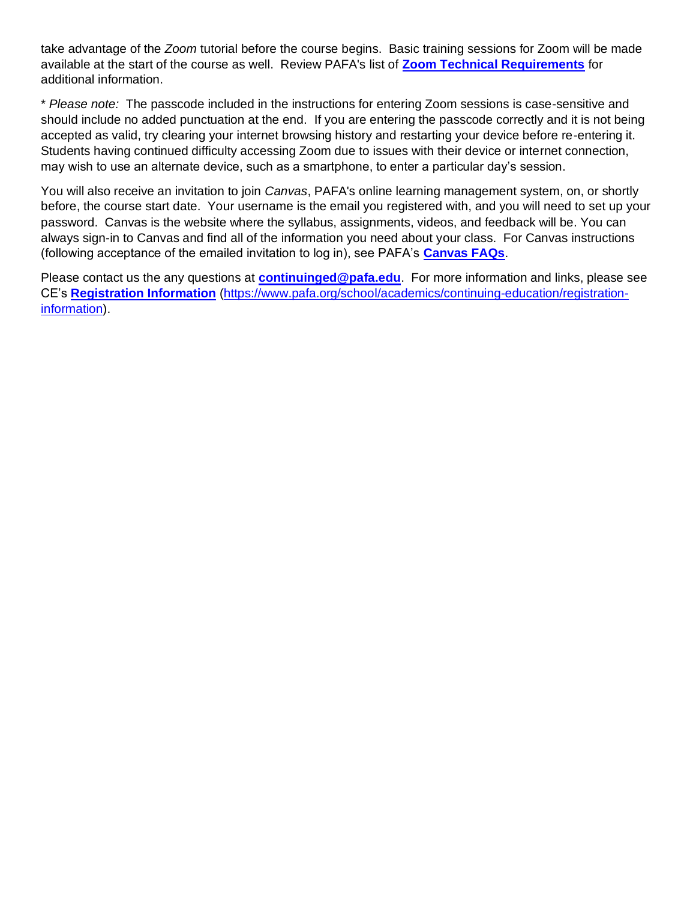take advantage of the *Zoom* tutorial before the course begins. Basic training sessions for Zoom will be made available at the start of the course as well. Review PAFA's list of **Zoom Technical Requirements** for additional information.

* *Please note:* The passcode included in the instructions for entering Zoom sessions is case-sensitive and should include no added punctuation at the end. If you are entering the passcode correctly and it is not being accepted as valid, try clearing your internet browsing history and restarting your device before re-entering it. Students having continued difficulty accessing Zoom due to issues with their device or internet connection, may wish to use an alternate device, such as a smartphone, to enter a particular day's session.

You will also receive an invitation to join *Canvas*, PAFA's online learning management system, on, or shortly before, the course start date. Your username is the email you registered with, and you will need to set up your password. Canvas is the website where the syllabus, assignments, videos, and feedback will be. You can always sign-in to Canvas and find all of the information you need about your class. For Canvas instructions (following acceptance of the emailed invitation to log in), see PAFA's **Canvas FAQs**.

Please contact us the any questions at **continuinged@pafa.edu**. For more information and links, please see CE's **Registration Information** (https://www.pafa.org/school/academics/continuing-education/registration-information).